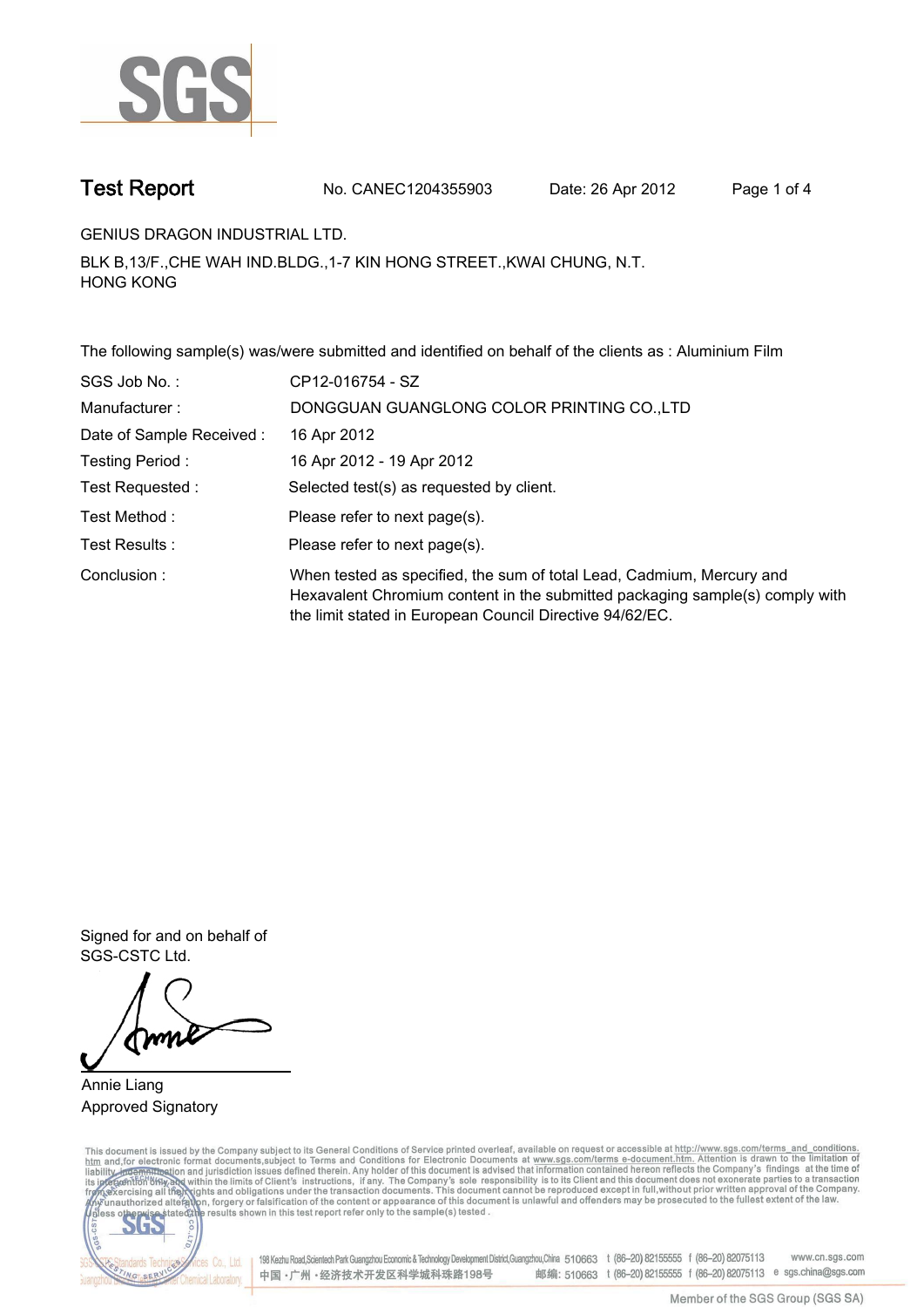SGS

# Test Report

No. CANEC1204355903 Date: 26 Apr 2012

GENIUS DRAGON INDUSTRIAL LTD.

BLK B,13/F.,CHE WAH IND.BLDG.,1-7 KIN HONG STREET.,KWAI CHUNG, N.T.
HONG KONG

The following sample(s) was/were submitted and identified on behalf of the clients as : Aluminium Film

| | |
|---|---|
| SGS Job No. : | CP12-016754 - SZ |
| Manufacturer : | DONGGUAN GUANGLONG COLOR PRINTING CO.,LTD |
| Date of Sample Received : | 16 Apr 2012 |
| Testing Period : | 16 Apr 2012 - 19 Apr 2012 |
| Test Requested : | Selected test(s) as requested by client. |
| Test Method : | Please refer to next page(s). |
| Test Results : | Please refer to next page(s). |
| Conclusion : | When tested as specified, the sum of total Lead, Cadmium, Mercury and Hexavalent Chromium content in the submitted packaging sample(s) comply with the limit stated in European Council Directive 94/62/EC. |

Signed for and on behalf of
SGS-CSTC Ltd.

Annie Liang
Approved Signatory

This document is issued by the Company subject to its General Conditions of Service printed overleaf, available on request or accessible at http://www.sgs.com/terms_and_conditions.htm and,for electronic format documents,subject to Terms and Conditions for Electronic Documents at www.sgs.com/terms_e-document.htm. Attention is drawn to the limitation of liability, indemnification and jurisdiction issues defined therein. Any holder of this document is advised that information contained hereon reflects the Company's findings at the time of its intervention only and within the limits of Client's instructions, if any. The Company's sole responsibility is to its Client and this document does not exonerate parties to a transaction from exercising all their rights and obligations under the transaction documents. This document cannot be reproduced except in full,without prior written approval of the Company. Any unauthorized alteration, forgery or falsification of the content or appearance of this document is unlawful and offenders may be prosecuted to the fullest extent of the law. Unless otherwise stated the results shown in this test report refer only to the sample(s) tested .

198 Kezhu Road,Scientech Park Guangzhou Economic & Technology Development District,Guangzhou,China 510663 t (86-20) 82155555 f (86-20) 82075113 www.cn.sgs.com
中国·广州·经济技术开发区科学城科珠路198号 邮编: 510663 t (86-20) 82155555 f (86-20) 82075113 e sgs.china@sgs.com

Member of the SGS Group (SGS SA)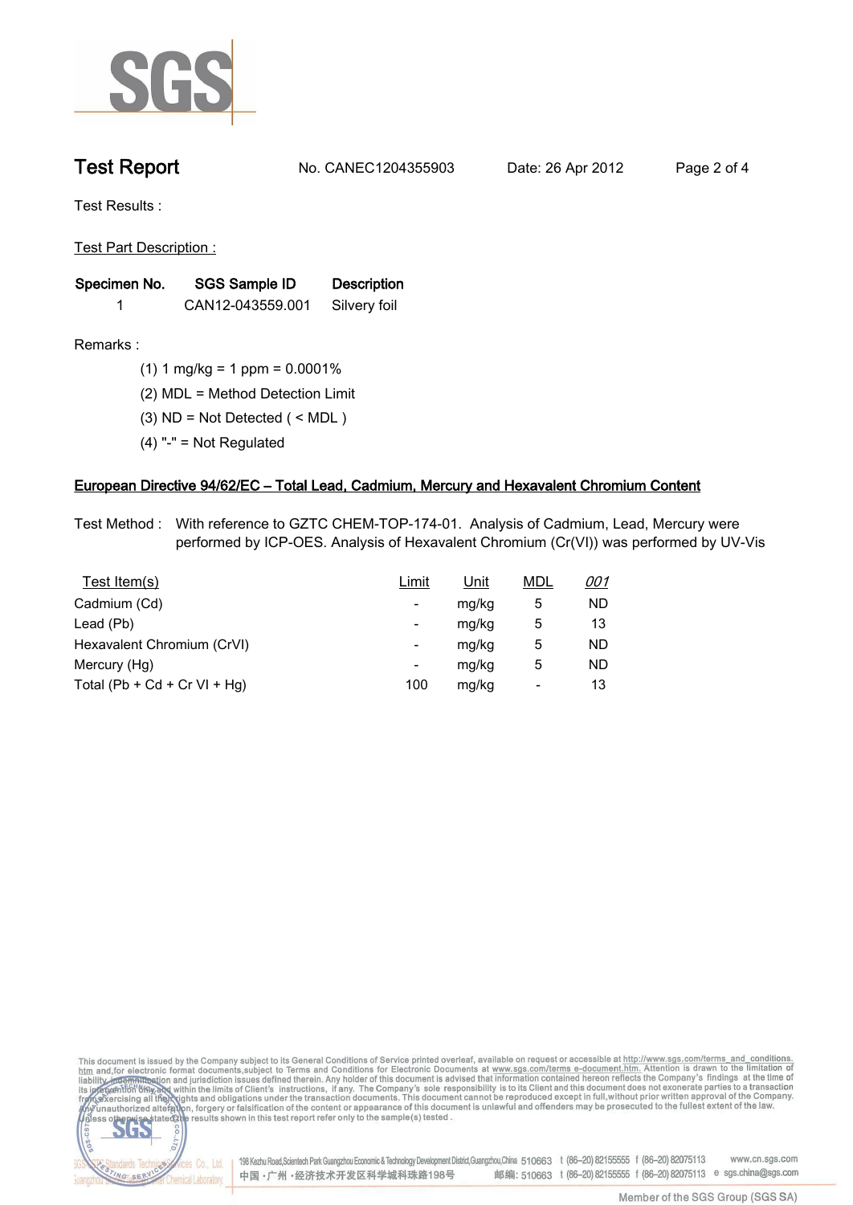# Test Report

No. CANEC1204355903 Date: 26 Apr 2012

Test Results :

Test Part Description :

| Specimen No. | SGS Sample ID | Description |
|---|---|---|
| 1 | CAN12-043559.001 | Silvery foil |

Remarks :

(1) 1 mg/kg = 1 ppm = 0.0001%

(2) MDL = Method Detection Limit

(3) ND = Not Detected ( < MDL )

(4) "-" = Not Regulated

## European Directive 94/62/EC – Total Lead, Cadmium, Mercury and Hexavalent Chromium Content

Test Method : With reference to GZTC CHEM-TOP-174-01. Analysis of Cadmium, Lead, Mercury were performed by ICP-OES. Analysis of Hexavalent Chromium (Cr(VI)) was performed by UV-Vis

| Test Item(s) | Limit | Unit | MDL | *001* |
|---|---|---|---|---|
| Cadmium (Cd) | - | mg/kg | 5 | ND |
| Lead (Pb) | - | mg/kg | 5 | 13 |
| Hexavalent Chromium (CrVI) | - | mg/kg | 5 | ND |
| Mercury (Hg) | - | mg/kg | 5 | ND |
| Total (Pb + Cd + Cr VI + Hg) | 100 | mg/kg | - | 13 |

This document is issued by the Company subject to its General Conditions of Service printed overleaf, available on request or accessible at http://www.sgs.com/terms_and_conditions.htm and, for electronic format documents, subject to Terms and Conditions for Electronic Documents at www.sgs.com/terms_e-document.htm. Attention is drawn to the limitation of liability, indemnification and jurisdiction issues defined therein. Any holder of this document is advised that information contained hereon reflects the Company's findings at the time of its intervention only and within the limits of Client's instructions, if any. The Company's sole responsibility is to its Client and this document does not exonerate parties to a transaction from exercising all their rights and obligations under the transaction documents. This document cannot be reproduced except in full, without prior written approval of the Company. Any unauthorized alteration, forgery or falsification of the content or appearance of this document is unlawful and offenders may be prosecuted to the fullest extent of the law. Unless otherwise stated the results shown in this test report refer only to the sample(s) tested .

198 Kezhu Road,Scientech Park Guangzhou Economic & Technology Development District,Guangzhou,China 510663 t (86–20) 82155555 f (86–20) 82075113 www.cn.sgs.com

中国・广州・经济技术开发区科学城科珠路198号 邮编: 510663 t (86–20) 82155555 f (86–20) 82075113 e sgs.china@sgs.com

Member of the SGS Group (SGS SA)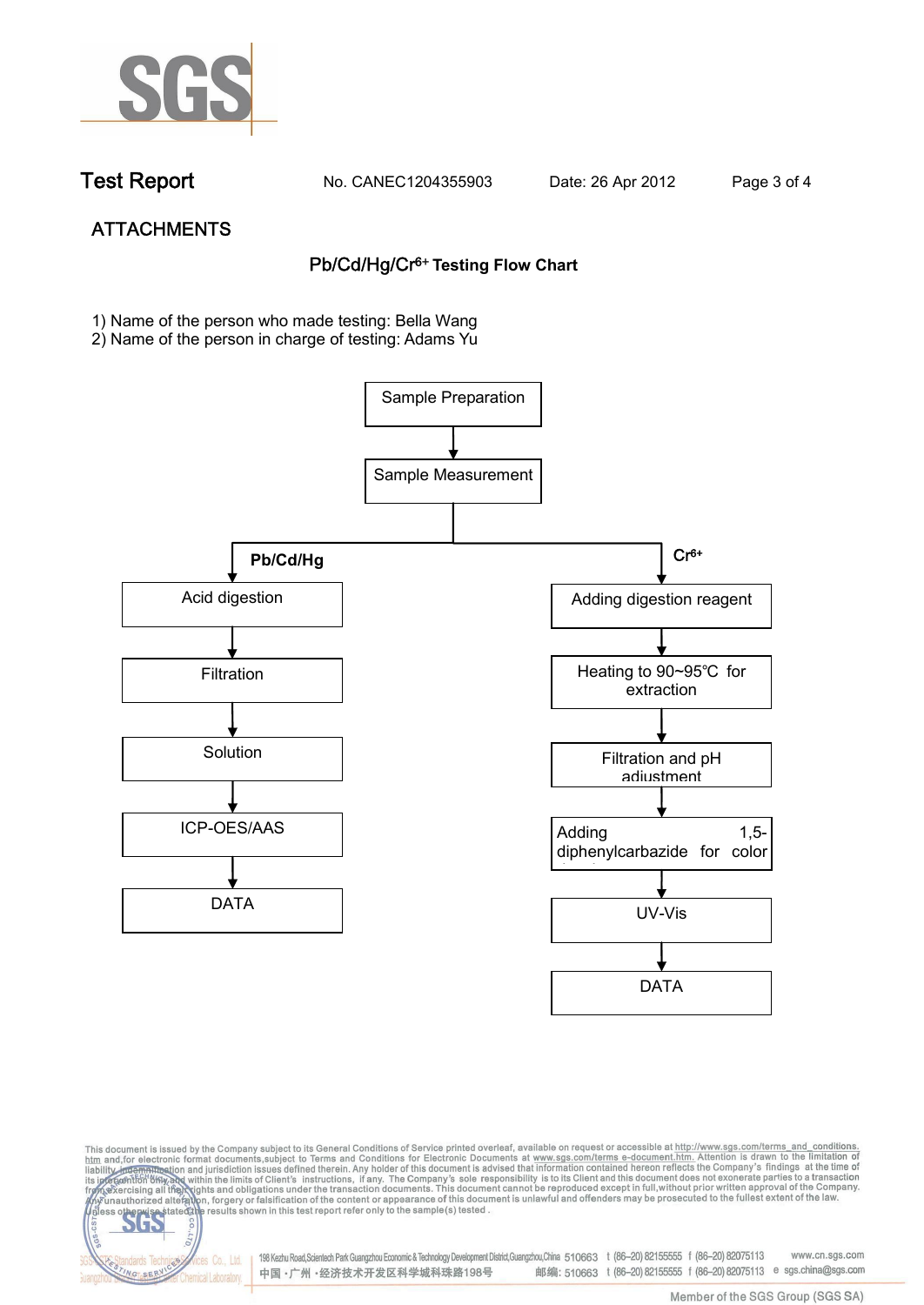**Test Report** No. CANEC1204355903 Date: 26 Apr 2012

## ATTACHMENTS

### Pb/Cd/Hg/$Cr^{6+}$ Testing Flow Chart

1) Name of the person who made testing: Bella Wang
2) Name of the person in charge of testing: Adams Yu

Sample Preparation → Sample Measurement

**Pb/Cd/Hg**

- Acid digestion
- Filtration
- Solution
- ICP-OES/AAS
- DATA

**$Cr^{6+}$**

- Adding digestion reagent
- Heating to 90~95℃ for extraction
- Filtration and pH adjustment
- Adding 1,5-diphenylcarbazide for color
- UV-Vis
- DATA

This document is issued by the Company subject to its General Conditions of Service printed overleaf, available on request or accessible at http://www.sgs.com/terms_and_conditions.htm and,for electronic format documents,subject to Terms and Conditions for Electronic Documents at www.sgs.com/terms e-document.htm. Attention is drawn to the limitation of liability, indemnification and jurisdiction issues defined therein. Any holder of this document is advised that information contained hereon reflects the Company's findings at the time of its intervention only and within the limits of Client's instructions, if any. The Company's sole responsibility is to its Client and this document does not exonerate parties to a transaction from exercising all their rights and obligations under the transaction documents. This document cannot be reproduced except in full,without prior written approval of the Company. Any unauthorized alteration, forgery or falsification of the content or appearance of this document is unlawful and offenders may be prosecuted to the fullest extent of the law. Unless otherwise stated the results shown in this test report refer only to the sample(s) tested .

198 Kezhu Road,Scientech Park Guangzhou Economic & Technology Development District,Guangzhou,China 510663 t (86–20) 82155555 f (86–20) 82075113 www.cn.sgs.com
中国 · 广州 · 经济技术开发区科学城科珠路198号 邮编: 510663 t (86–20) 82155555 f (86–20) 82075113 e sgs.china@sgs.com

Member of the SGS Group (SGS SA)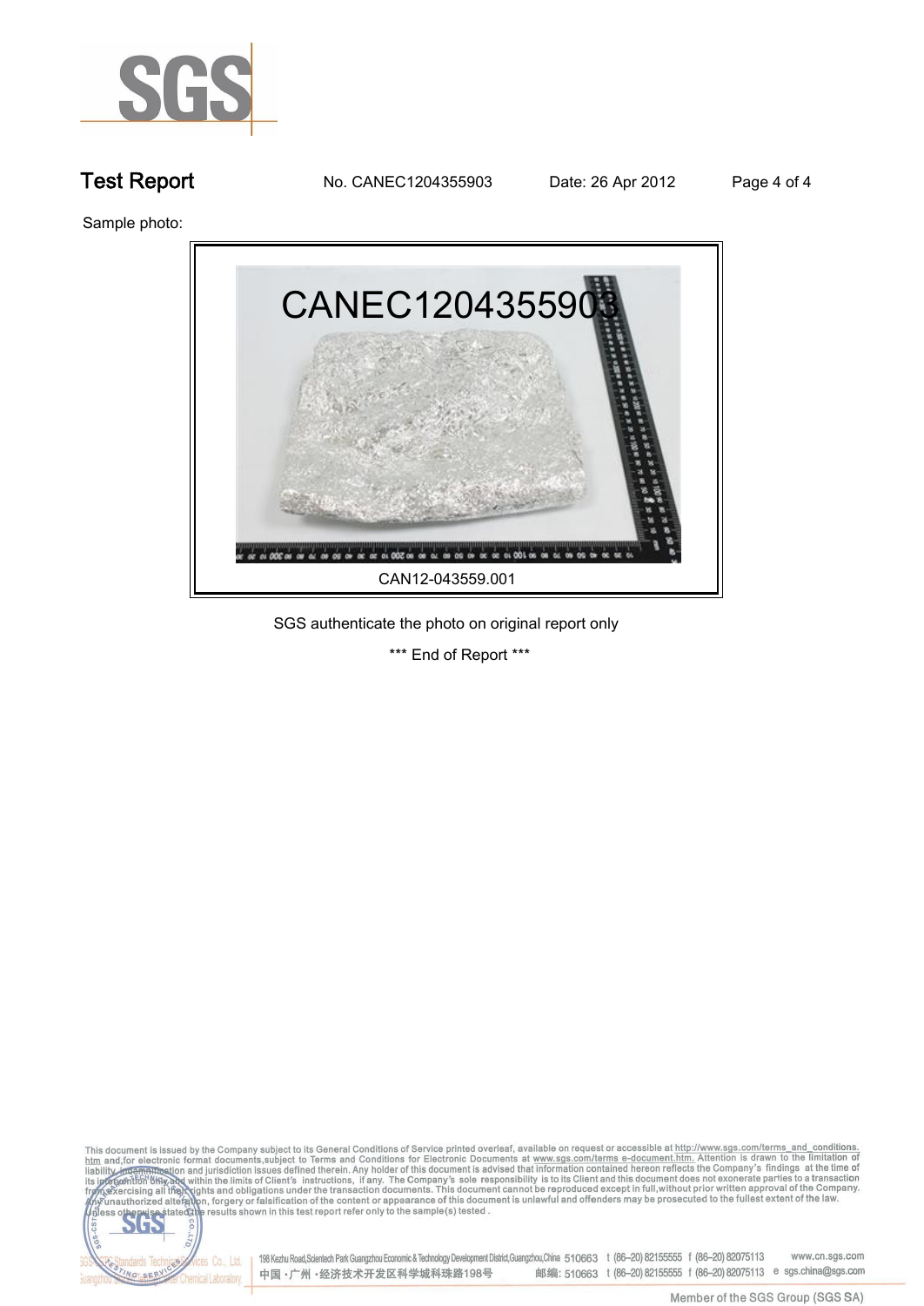Sample photo:

CANEC1204355903

CAN12-043559.001

SGS authenticate the photo on original report only

*** End of Report ***